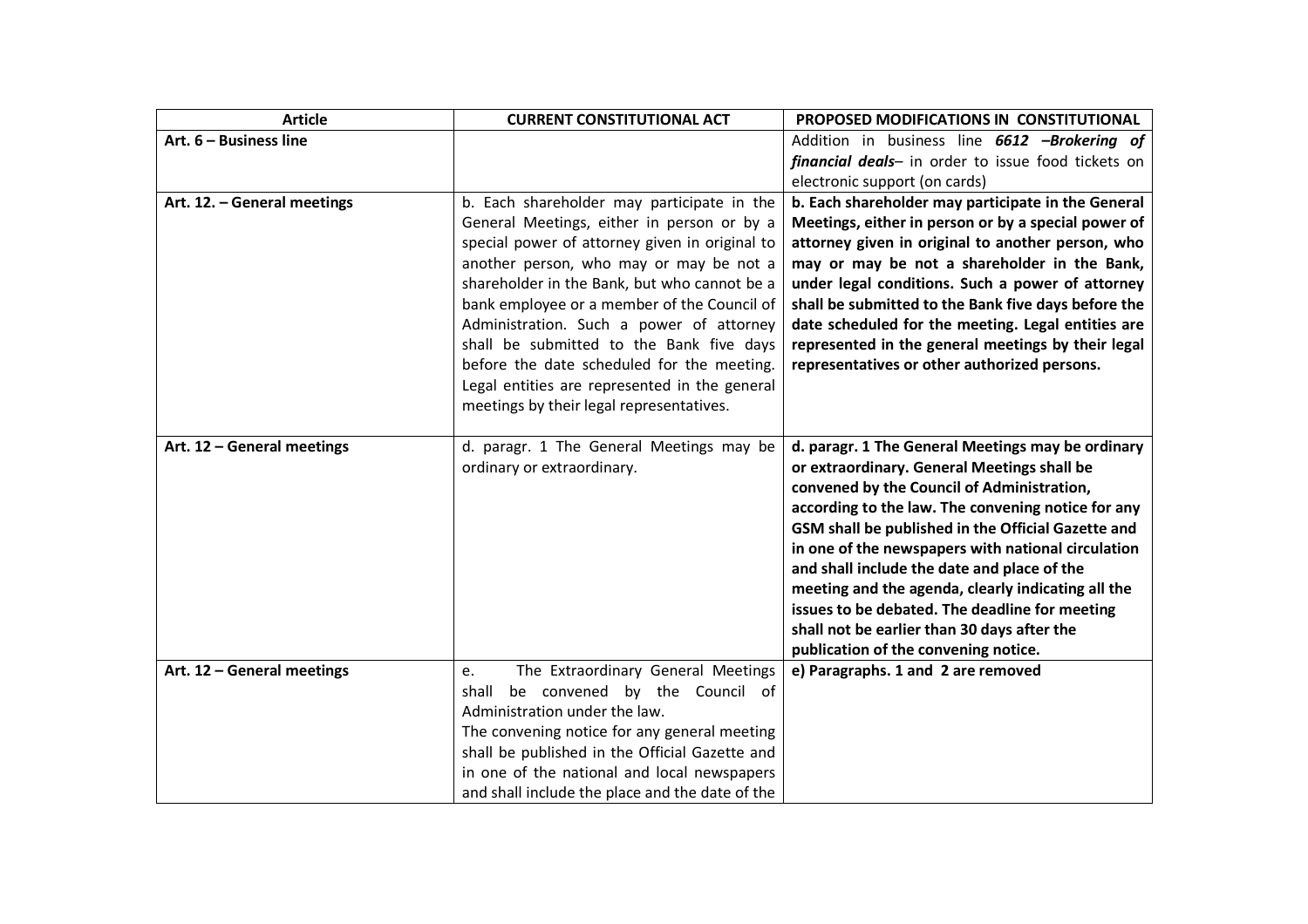| Article | CURRENT CONSTITUTIONAL ACT | PROPOSED MODIFICATIONS IN CONSTITUTIONAL |
|---|---|---|
| **Art. 6 – Business line** | | Addition in business line ***6612 –Brokering of financial deals***– in order to issue food tickets on electronic support (on cards) |
| **Art. 12. – General meetings** | b. Each shareholder may participate in the General Meetings, either in person or by a special power of attorney given in original to another person, who may or may not be a shareholder in the Bank, but who cannot be a bank employee or a member of the Council of Administration. Such a power of attorney shall be submitted to the Bank five days before the date scheduled for the meeting. Legal entities are represented in the general meetings by their legal representatives. | **b. Each shareholder may participate in the General Meetings, either in person or by a special power of attorney given in original to another person, who may or may be not a shareholder in the Bank, under legal conditions. Such a power of attorney shall be submitted to the Bank five days before the date scheduled for the meeting. Legal entities are represented in the general meetings by their legal representatives or other authorized persons.** |
| **Art. 12 – General meetings** | d. paragr. 1 The General Meetings may be ordinary or extraordinary. | **d. paragr. 1 The General Meetings may be ordinary or extraordinary. General Meetings shall be convened by the Council of Administration, according to the law. The convening notice for any GSM shall be published in the Official Gazette and in one of the newspapers with national circulation and shall include the date and place of the meeting and the agenda, clearly indicating all the issues to be debated. The deadline for meeting shall not be earlier than 30 days after the publication of the convening notice.** |
| **Art. 12 – General meetings** | e. The Extraordinary General Meetings shall be convened by the Council of Administration under the law.<br>The convening notice for any general meeting shall be published in the Official Gazette and in one of the national and local newspapers and shall include the place and the date of the | **e) Paragraphs. 1 and 2 are removed** |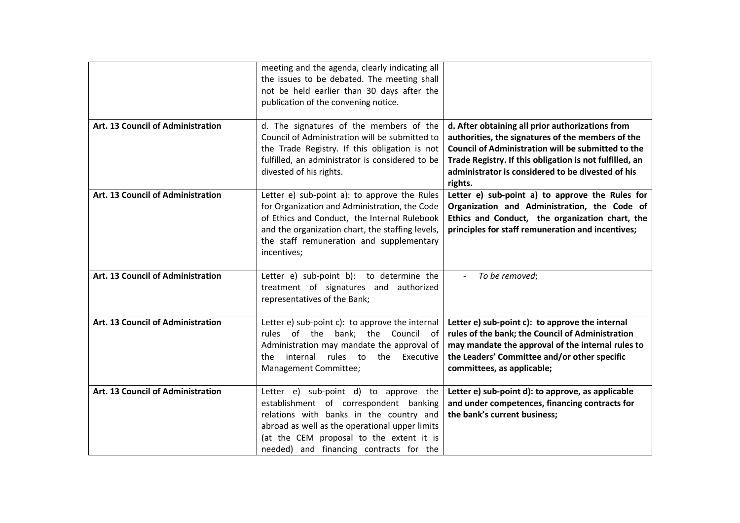| | | |
|---|---|---|
| | meeting and the agenda, clearly indicating all the issues to be debated. The meeting shall not be held earlier than 30 days after the publication of the convening notice. | |
| **Art. 13 Council of Administration** | d. The signatures of the members of the Council of Administration will be submitted to the Trade Registry. If this obligation is not fulfilled, an administrator is considered to be divested of his rights. | **d. After obtaining all prior authorizations from authorities, the signatures of the members of the Council of Administration will be submitted to the Trade Registry. If this obligation is not fulfilled, an administrator is considered to be divested of his rights.** |
| **Art. 13 Council of Administration** | Letter e) sub-point a): to approve the Rules for Organization and Administration, the Code of Ethics and Conduct, the Internal Rulebook and the organization chart, the staffing levels, the staff remuneration and supplementary incentives; | **Letter e) sub-point a) to approve the Rules for Organization and Administration, the Code of Ethics and Conduct, the organization chart, the principles for staff remuneration and incentives;** |
| **Art. 13 Council of Administration** | Letter e) sub-point b): to determine the treatment of signatures and authorized representatives of the Bank; | - *To be removed*; |
| **Art. 13 Council of Administration** | Letter e) sub-point c): to approve the internal rules of the bank; the Council of Administration may mandate the approval of the internal rules to the Executive Management Committee; | **Letter e) sub-point c): to approve the internal rules of the bank; the Council of Administration may mandate the approval of the internal rules to the Leaders' Committee and/or other specific committees, as applicable;** |
| **Art. 13 Council of Administration** | Letter e) sub-point d) to approve the establishment of correspondent banking relations with banks in the country and abroad as well as the operational upper limits (at the CEM proposal to the extent it is needed) and financing contracts for the | **Letter e) sub-point d): to approve, as applicable and under competences, financing contracts for the bank's current business;** |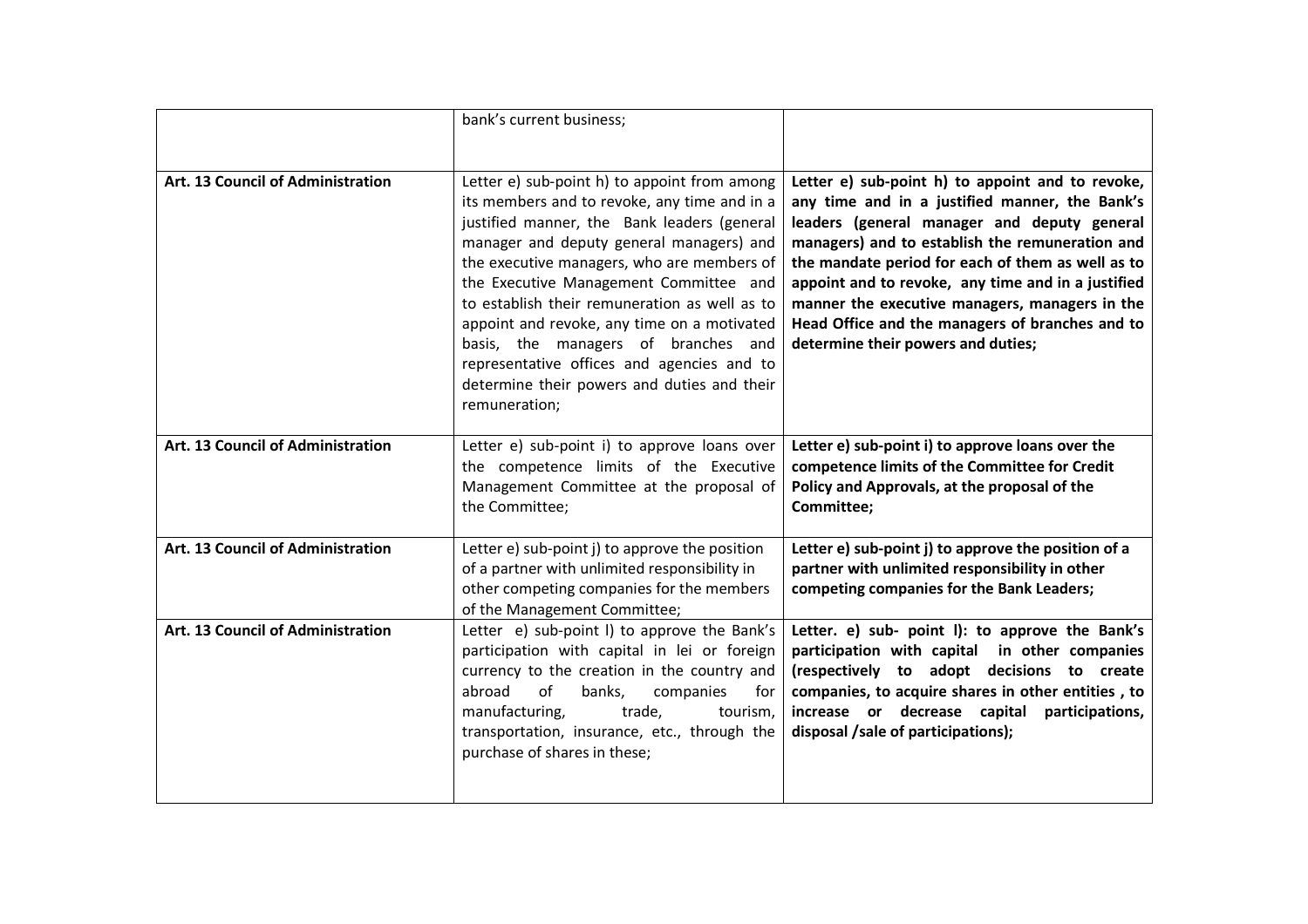| | | |
|---|---|---|
| | bank's current business; | |
| **Art. 13 Council of Administration** | Letter e) sub-point h) to appoint from among its members and to revoke, any time and in a justified manner, the Bank leaders (general manager and deputy general managers) and the executive managers, who are members of the Executive Management Committee and to establish their remuneration as well as to appoint and revoke, any time on a motivated basis, the managers of branches and representative offices and agencies and to determine their powers and duties and their remuneration; | **Letter e) sub-point h) to appoint and to revoke, any time and in a justified manner, the Bank's leaders (general manager and deputy general managers) and to establish the remuneration and the mandate period for each of them as well as to appoint and to revoke, any time and in a justified manner the executive managers, managers in the Head Office and the managers of branches and to determine their powers and duties;** |
| **Art. 13 Council of Administration** | Letter e) sub-point i) to approve loans over the competence limits of the Executive Management Committee at the proposal of the Committee; | **Letter e) sub-point i) to approve loans over the competence limits of the Committee for Credit Policy and Approvals, at the proposal of the Committee;** |
| **Art. 13 Council of Administration** | Letter e) sub-point j) to approve the position of a partner with unlimited responsibility in other competing companies for the members of the Management Committee; | **Letter e) sub-point j) to approve the position of a partner with unlimited responsibility in other competing companies for the Bank Leaders;** |
| **Art. 13 Council of Administration** | Letter e) sub-point l) to approve the Bank's participation with capital in lei or foreign currency to the creation in the country and abroad of banks, companies for manufacturing, trade, tourism, transportation, insurance, etc., through the purchase of shares in these; | **Letter. e) sub- point l): to approve the Bank's participation with capital in other companies (respectively to adopt decisions to create companies, to acquire shares in other entities , to increase or decrease capital participations, disposal /sale of participations);** |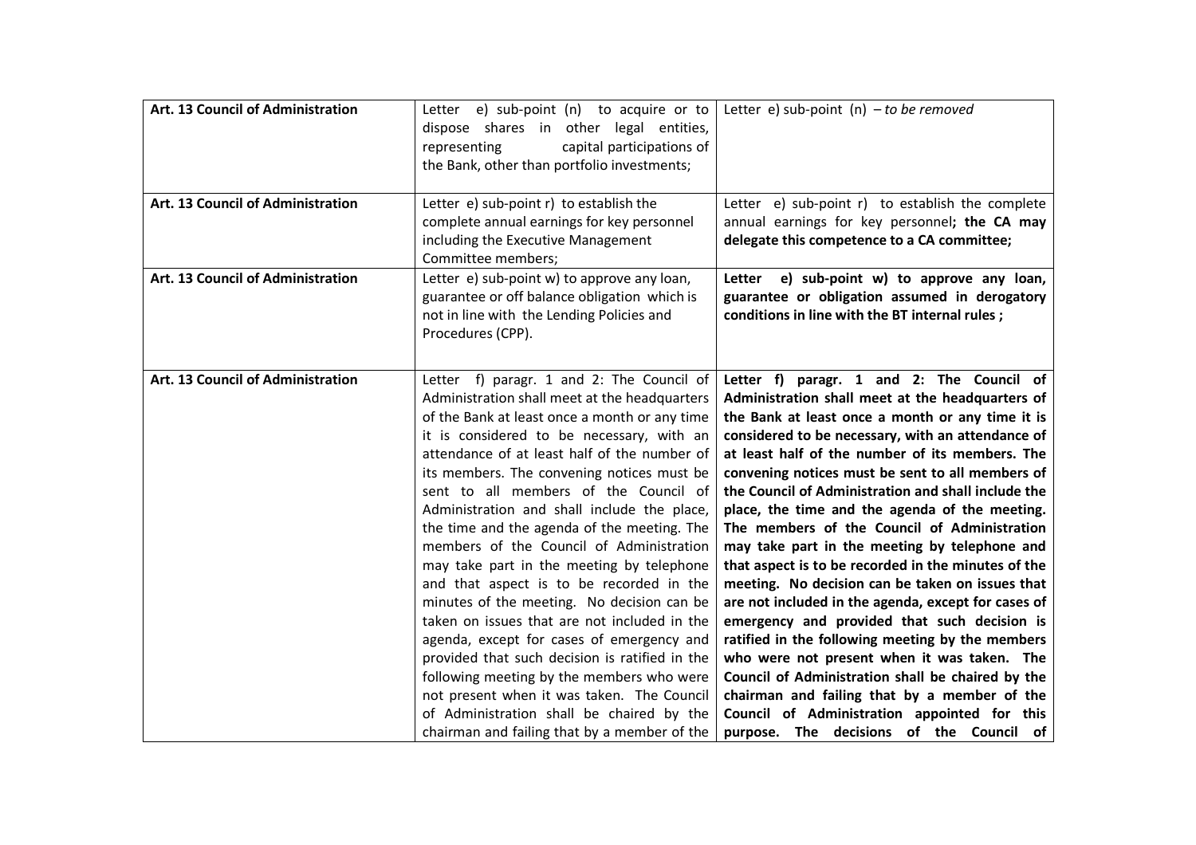| **Art. 13 Council of Administration** | Letter e) sub-point (n) to acquire or to dispose shares in other legal entities, representing capital participations of the Bank, other than portfolio investments; | Letter e) sub-point (n) *– to be removed* |
|---|---|---|
| **Art. 13 Council of Administration** | Letter e) sub-point r) to establish the complete annual earnings for key personnel including the Executive Management Committee members; | Letter e) sub-point r) to establish the complete annual earnings for key personnel**; the CA may delegate this competence to a CA committee;** |
| **Art. 13 Council of Administration** | Letter e) sub-point w) to approve any loan, guarantee or off balance obligation which is not in line with the Lending Policies and Procedures (CPP). | **Letter e) sub-point w) to approve any loan, guarantee or obligation assumed in derogatory conditions in line with the BT internal rules ;** |
| **Art. 13 Council of Administration** | Letter f) paragr. 1 and 2: The Council of Administration shall meet at the headquarters of the Bank at least once a month or any time it is considered to be necessary, with an attendance of at least half of the number of its members. The convening notices must be sent to all members of the Council of Administration and shall include the place, the time and the agenda of the meeting. The members of the Council of Administration may take part in the meeting by telephone and that aspect is to be recorded in the minutes of the meeting. No decision can be taken on issues that are not included in the agenda, except for cases of emergency and provided that such decision is ratified in the following meeting by the members who were not present when it was taken. The Council of Administration shall be chaired by the chairman and failing that by a member of the | **Letter f) paragr. 1 and 2: The Council of Administration shall meet at the headquarters of the Bank at least once a month or any time it is considered to be necessary, with an attendance of at least half of the number of its members. The convening notices must be sent to all members of the Council of Administration and shall include the place, the time and the agenda of the meeting. The members of the Council of Administration may take part in the meeting by telephone and that aspect is to be recorded in the minutes of the meeting. No decision can be taken on issues that are not included in the agenda, except for cases of emergency and provided that such decision is ratified in the following meeting by the members who were not present when it was taken. The Council of Administration shall be chaired by the chairman and failing that by a member of the Council of Administration appointed for this purpose. The decisions of the Council of** |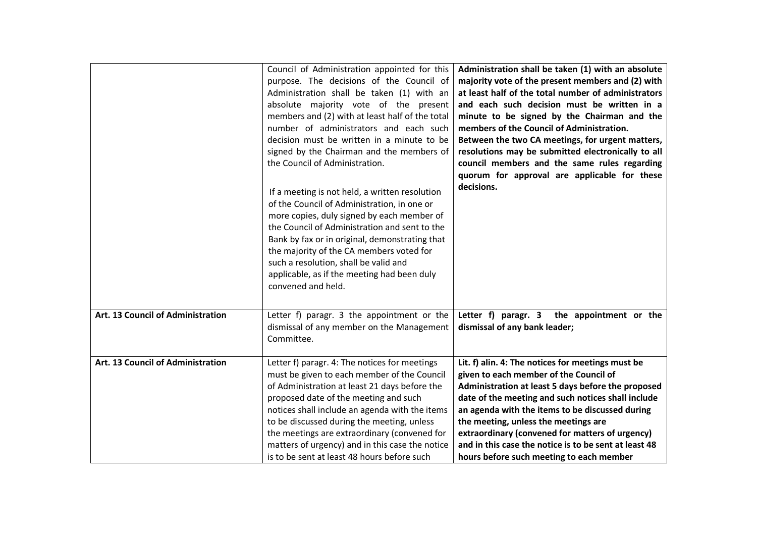| | | |
|---|---|---|
| | Council of Administration appointed for this purpose. The decisions of the Council of Administration shall be taken (1) with an absolute majority vote of the present members and (2) with at least half of the total number of administrators and each such decision must be written in a minute to be signed by the Chairman and the members of the Council of Administration.<br><br>If a meeting is not held, a written resolution of the Council of Administration, in one or more copies, duly signed by each member of the Council of Administration and sent to the Bank by fax or in original, demonstrating that the majority of the CA members voted for such a resolution, shall be valid and applicable, as if the meeting had been duly convened and held. | **Administration shall be taken (1) with an absolute majority vote of the present members and (2) with at least half of the total number of administrators and each such decision must be written in a minute to be signed by the Chairman and the members of the Council of Administration.**<br>**Between the two CA meetings, for urgent matters, resolutions may be submitted electronically to all council members and the same rules regarding quorum for approval are applicable for these decisions.** |
| **Art. 13 Council of Administration** | Letter f) paragr. 3 the appointment or the dismissal of any member on the Management Committee. | **Letter f) paragr. 3 the appointment or the dismissal of any bank leader;** |
| **Art. 13 Council of Administration** | Letter f) paragr. 4: The notices for meetings must be given to each member of the Council of Administration at least 21 days before the proposed date of the meeting and such notices shall include an agenda with the items to be discussed during the meeting, unless the meetings are extraordinary (convened for matters of urgency) and in this case the notice is to be sent at least 48 hours before such | **Lit. f) alin. 4: The notices for meetings must be given to each member of the Council of Administration at least 5 days before the proposed date of the meeting and such notices shall include an agenda with the items to be discussed during the meeting, unless the meetings are extraordinary (convened for matters of urgency) and in this case the notice is to be sent at least 48 hours before such meeting to each member** |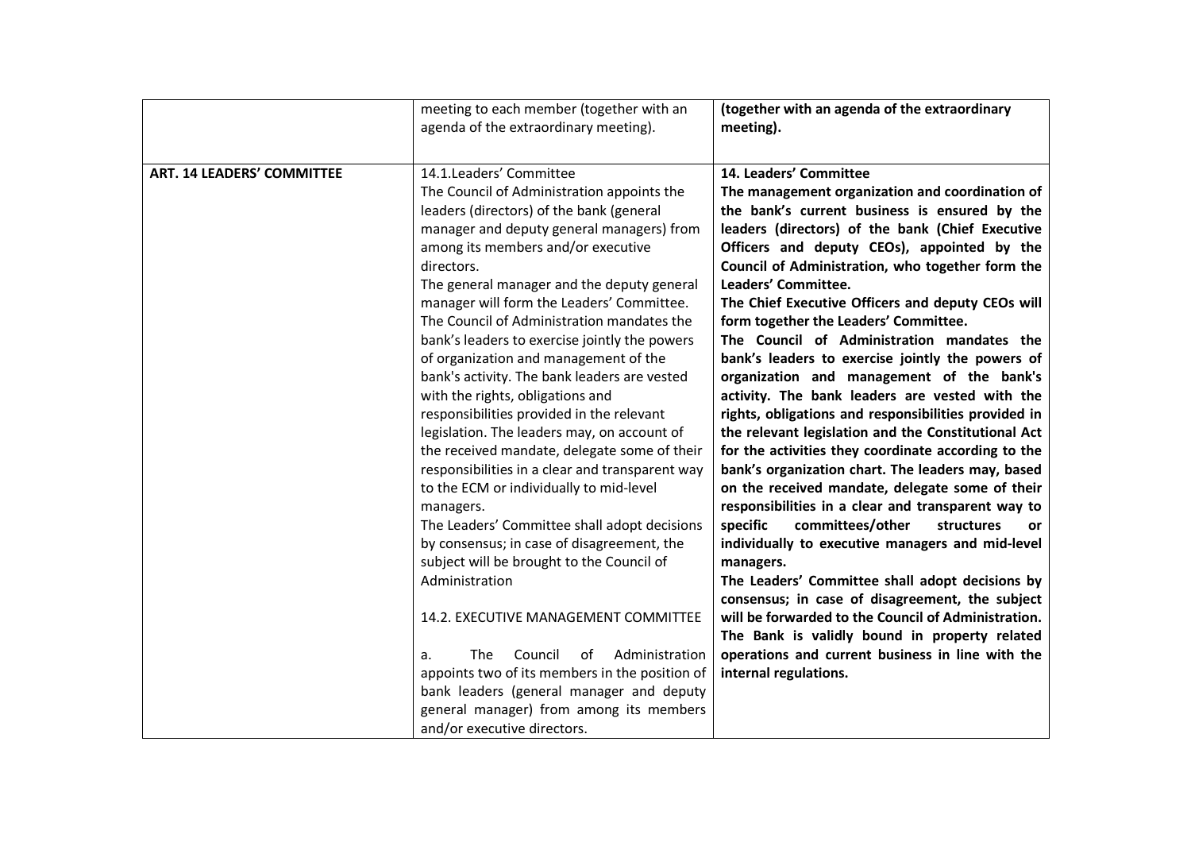| | | |
|---|---|---|
| | meeting to each member (together with an agenda of the extraordinary meeting). | **(together with an agenda of the extraordinary meeting).** |
| **ART. 14 LEADERS' COMMITTEE** | 14.1.Leaders' Committee<br>The Council of Administration appoints the leaders (directors) of the bank (general manager and deputy general managers) from among its members and/or executive directors.<br>The general manager and the deputy general manager will form the Leaders' Committee.<br>The Council of Administration mandates the bank's leaders to exercise jointly the powers of organization and management of the bank's activity. The bank leaders are vested with the rights, obligations and responsibilities provided in the relevant legislation. The leaders may, on account of the received mandate, delegate some of their responsibilities in a clear and transparent way to the ECM or individually to mid-level managers.<br>The Leaders' Committee shall adopt decisions by consensus; in case of disagreement, the subject will be brought to the Council of Administration<br><br>14.2. EXECUTIVE MANAGEMENT COMMITTEE<br><br>a. The Council of Administration appoints two of its members in the position of bank leaders (general manager and deputy general manager) from among its members and/or executive directors. | **14. Leaders' Committee**<br>**The management organization and coordination of the bank's current business is ensured by the leaders (directors) of the bank (Chief Executive Officers and deputy CEOs), appointed by the Council of Administration, who together form the Leaders' Committee.**<br>**The Chief Executive Officers and deputy CEOs will form together the Leaders' Committee.**<br>**The Council of Administration mandates the bank's leaders to exercise jointly the powers of organization and management of the bank's activity. The bank leaders are vested with the rights, obligations and responsibilities provided in the relevant legislation and the Constitutional Act for the activities they coordinate according to the bank's organization chart. The leaders may, based on the received mandate, delegate some of their responsibilities in a clear and transparent way to specific committees/other structures or individually to executive managers and mid-level managers.**<br>**The Leaders' Committee shall adopt decisions by consensus; in case of disagreement, the subject will be forwarded to the Council of Administration. The Bank is validly bound in property related operations and current business in line with the internal regulations.** |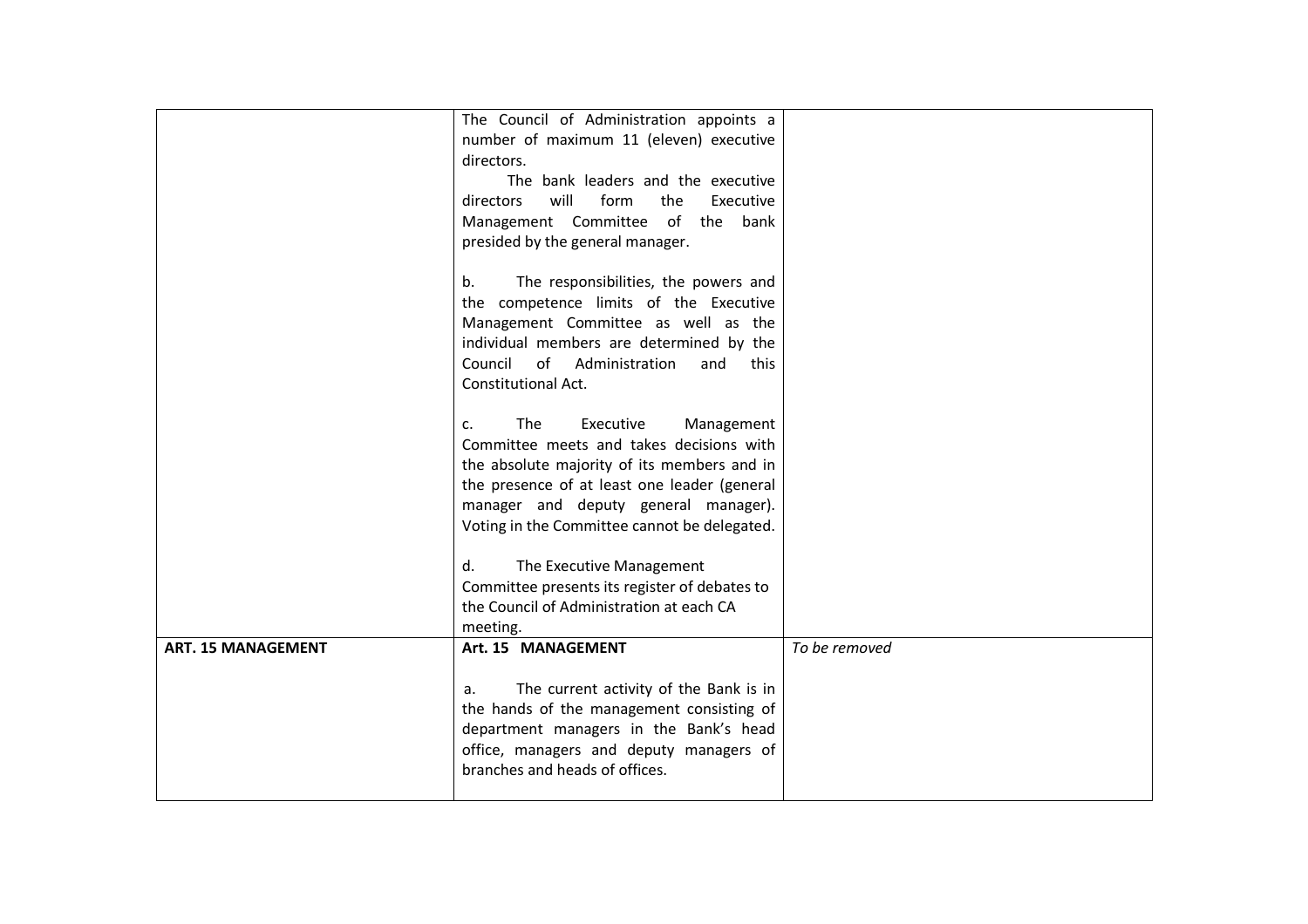| | | |
|---|---|---|
| | The Council of Administration appoints a number of maximum 11 (eleven) executive directors.<br>The bank leaders and the executive directors will form the Executive Management Committee of the bank presided by the general manager.<br><br>b. The responsibilities, the powers and the competence limits of the Executive Management Committee as well as the individual members are determined by the Council of Administration and this Constitutional Act.<br><br>c. The Executive Management Committee meets and takes decisions with the absolute majority of its members and in the presence of at least one leader (general manager and deputy general manager). Voting in the Committee cannot be delegated.<br><br>d. The Executive Management Committee presents its register of debates to the Council of Administration at each CA meeting. | |
| **ART. 15 MANAGEMENT** | **Art. 15 MANAGEMENT**<br><br>a. The current activity of the Bank is in the hands of the management consisting of department managers in the Bank's head office, managers and deputy managers of branches and heads of offices. | *To be removed* |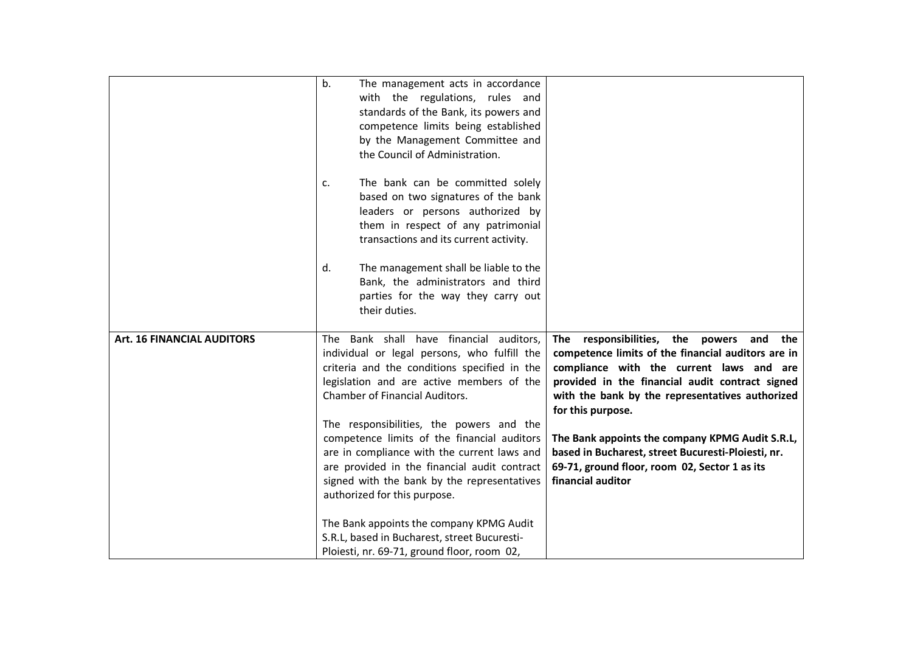| | | |
|---|---|---|
| | b. The management acts in accordance with the regulations, rules and standards of the Bank, its powers and competence limits being established by the Management Committee and the Council of Administration.<br><br>c. The bank can be committed solely based on two signatures of the bank leaders or persons authorized by them in respect of any patrimonial transactions and its current activity.<br><br>d. The management shall be liable to the Bank, the administrators and third parties for the way they carry out their duties. | |
| **Art. 16 FINANCIAL AUDITORS** | The Bank shall have financial auditors, individual or legal persons, who fulfill the criteria and the conditions specified in the legislation and are active members of the Chamber of Financial Auditors.<br><br>The responsibilities, the powers and the competence limits of the financial auditors are in compliance with the current laws and are provided in the financial audit contract signed with the bank by the representatives authorized for this purpose.<br><br>The Bank appoints the company KPMG Audit S.R.L, based in Bucharest, street Bucuresti-Ploiesti, nr. 69-71, ground floor, room 02, | **The responsibilities, the powers and the competence limits of the financial auditors are in compliance with the current laws and are provided in the financial audit contract signed with the bank by the representatives authorized for this purpose.**<br><br>**The Bank appoints the company KPMG Audit S.R.L, based in Bucharest, street Bucuresti-Ploiesti, nr. 69-71, ground floor, room 02, Sector 1 as its financial auditor** |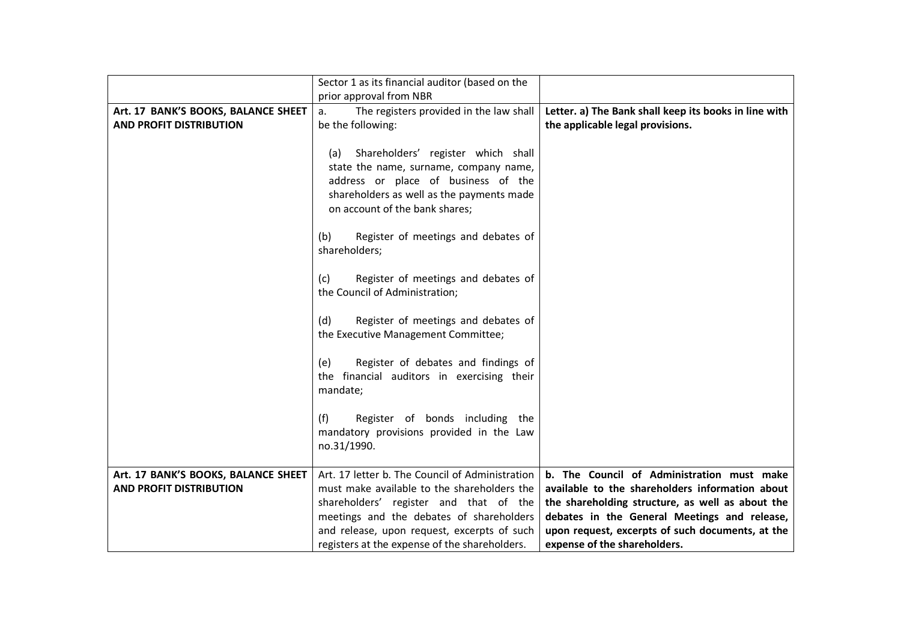| | | |
|---|---|---|
| | Sector 1 as its financial auditor (based on the prior approval from NBR | |
| **Art. 17 BANK'S BOOKS, BALANCE SHEET AND PROFIT DISTRIBUTION** | a. The registers provided in the law shall be the following:<br><br>(a) Shareholders' register which shall state the name, surname, company name, address or place of business of the shareholders as well as the payments made on account of the bank shares;<br><br>(b) Register of meetings and debates of shareholders;<br><br>(c) Register of meetings and debates of the Council of Administration;<br><br>(d) Register of meetings and debates of the Executive Management Committee;<br><br>(e) Register of debates and findings of the financial auditors in exercising their mandate;<br><br>(f) Register of bonds including the mandatory provisions provided in the Law no.31/1990. | **Letter. a) The Bank shall keep its books in line with the applicable legal provisions.** |
| **Art. 17 BANK'S BOOKS, BALANCE SHEET AND PROFIT DISTRIBUTION** | Art. 17 letter b. The Council of Administration must make available to the shareholders the shareholders' register and that of the meetings and the debates of shareholders and release, upon request, excerpts of such registers at the expense of the shareholders. | **b. The Council of Administration must make available to the shareholders information about the shareholding structure, as well as about the debates in the General Meetings and release, upon request, excerpts of such documents, at the expense of the shareholders.** |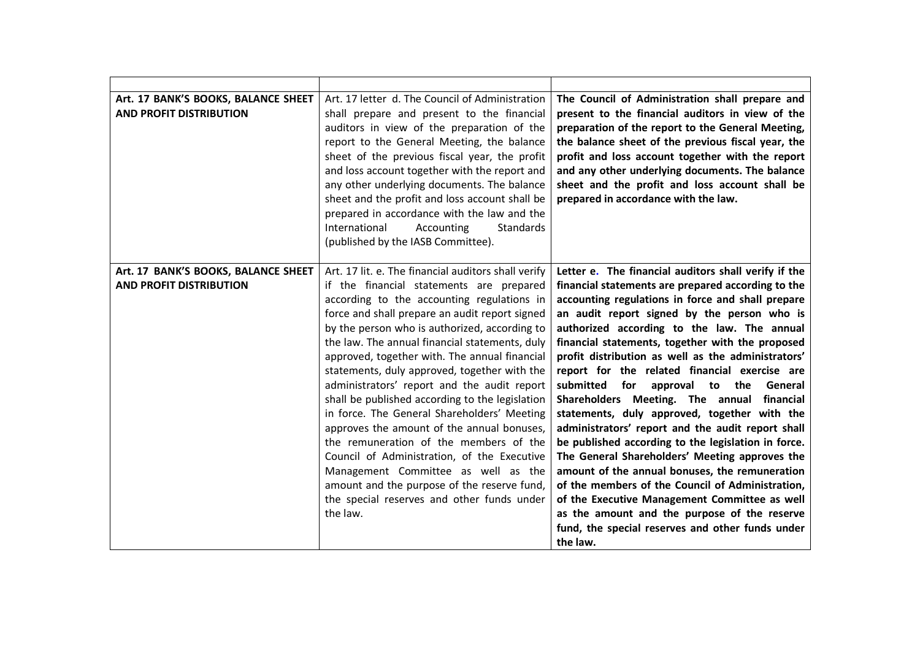| | | |
|---|---|---|
| **Art. 17 BANK'S BOOKS, BALANCE SHEET AND PROFIT DISTRIBUTION** | Art. 17 letter d. The Council of Administration shall prepare and present to the financial auditors in view of the preparation of the report to the General Meeting, the balance sheet of the previous fiscal year, the profit and loss account together with the report and any other underlying documents. The balance sheet and the profit and loss account shall be prepared in accordance with the law and the International Accounting Standards (published by the IASB Committee). | **The Council of Administration shall prepare and present to the financial auditors in view of the preparation of the report to the General Meeting, the balance sheet of the previous fiscal year, the profit and loss account together with the report and any other underlying documents. The balance sheet and the profit and loss account shall be prepared in accordance with the law.** |
| **Art. 17 BANK'S BOOKS, BALANCE SHEET AND PROFIT DISTRIBUTION** | Art. 17 lit. e. The financial auditors shall verify if the financial statements are prepared according to the accounting regulations in force and shall prepare an audit report signed by the person who is authorized, according to the law. The annual financial statements, duly approved, together with. The annual financial statements, duly approved, together with the administrators' report and the audit report shall be published according to the legislation in force. The General Shareholders' Meeting approves the amount of the annual bonuses, the remuneration of the members of the Council of Administration, of the Executive Management Committee as well as the amount and the purpose of the reserve fund, the special reserves and other funds under the law. | **Letter e. The financial auditors shall verify if the financial statements are prepared according to the accounting regulations in force and shall prepare an audit report signed by the person who is authorized according to the law. The annual financial statements, together with the proposed profit distribution as well as the administrators' report for the related financial exercise are submitted for approval to the General Shareholders Meeting. The annual financial statements, duly approved, together with the administrators' report and the audit report shall be published according to the legislation in force. The General Shareholders' Meeting approves the amount of the annual bonuses, the remuneration of the members of the Council of Administration, of the Executive Management Committee as well as the amount and the purpose of the reserve fund, the special reserves and other funds under the law.** |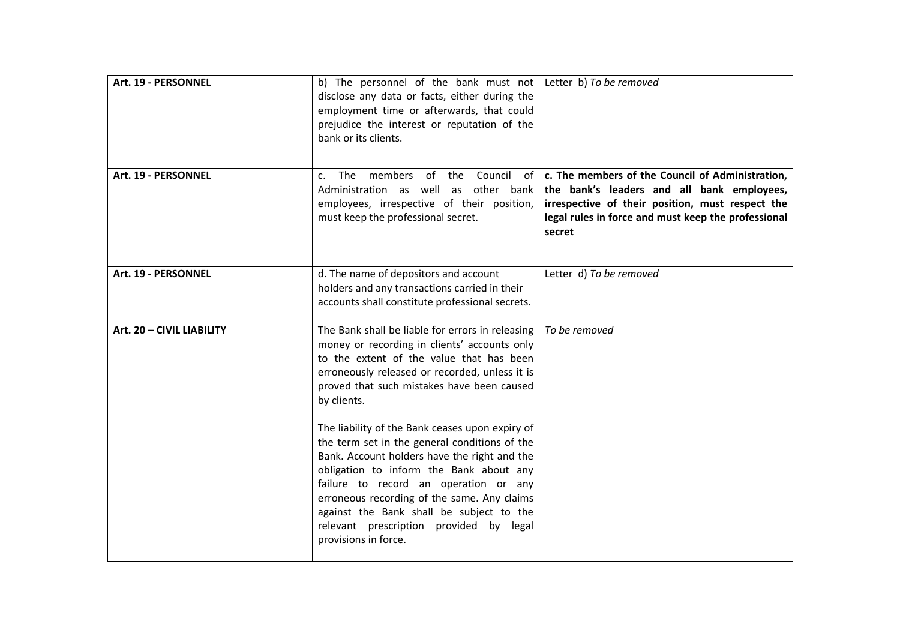| | | |
|---|---|---|
| **Art. 19 - PERSONNEL** | b) The personnel of the bank must not disclose any data or facts, either during the employment time or afterwards, that could prejudice the interest or reputation of the bank or its clients. | Letter b) *To be removed* |
| **Art. 19 - PERSONNEL** | c. The members of the Council of Administration as well as other bank employees, irrespective of their position, must keep the professional secret. | **c. The members of the Council of Administration, the bank's leaders and all bank employees, irrespective of their position, must respect the legal rules in force and must keep the professional secret** |
| **Art. 19 - PERSONNEL** | d. The name of depositors and account holders and any transactions carried in their accounts shall constitute professional secrets. | Letter d) *To be removed* |
| **Art. 20 – CIVIL LIABILITY** | The Bank shall be liable for errors in releasing money or recording in clients' accounts only to the extent of the value that has been erroneously released or recorded, unless it is proved that such mistakes have been caused by clients.<br><br>The liability of the Bank ceases upon expiry of the term set in the general conditions of the Bank. Account holders have the right and the obligation to inform the Bank about any failure to record an operation or any erroneous recording of the same. Any claims against the Bank shall be subject to the relevant prescription provided by legal provisions in force. | *To be removed* |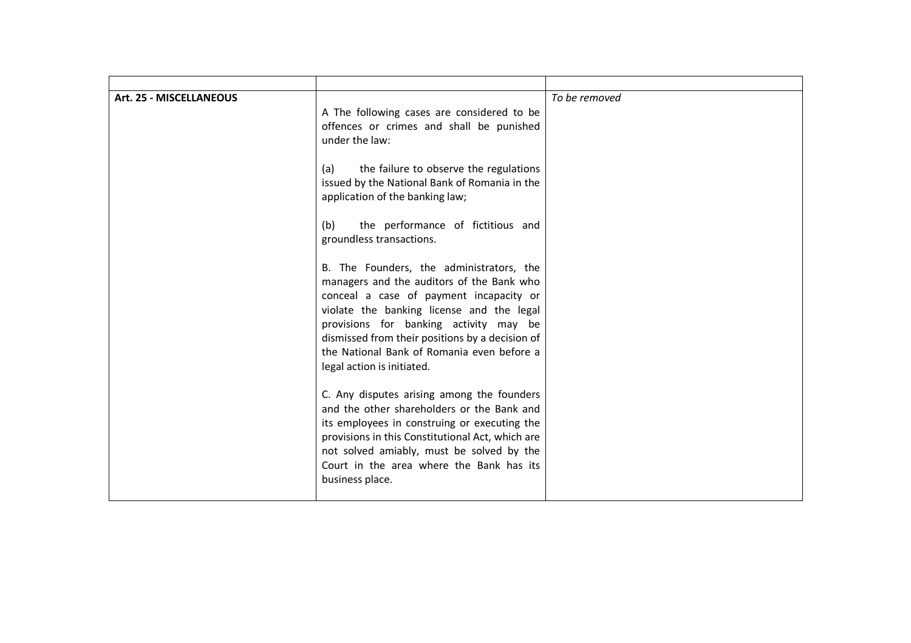| | | |
|---|---|---|
| **Art. 25 - MISCELLANEOUS** | A The following cases are considered to be offences or crimes and shall be punished under the law:<br><br>(a) the failure to observe the regulations issued by the National Bank of Romania in the application of the banking law;<br><br>(b) the performance of fictitious and groundless transactions.<br><br>B. The Founders, the administrators, the managers and the auditors of the Bank who conceal a case of payment incapacity or violate the banking license and the legal provisions for banking activity may be dismissed from their positions by a decision of the National Bank of Romania even before a legal action is initiated.<br><br>C. Any disputes arising among the founders and the other shareholders or the Bank and its employees in construing or executing the provisions in this Constitutional Act, which are not solved amiably, must be solved by the Court in the area where the Bank has its business place. | *To be removed* |